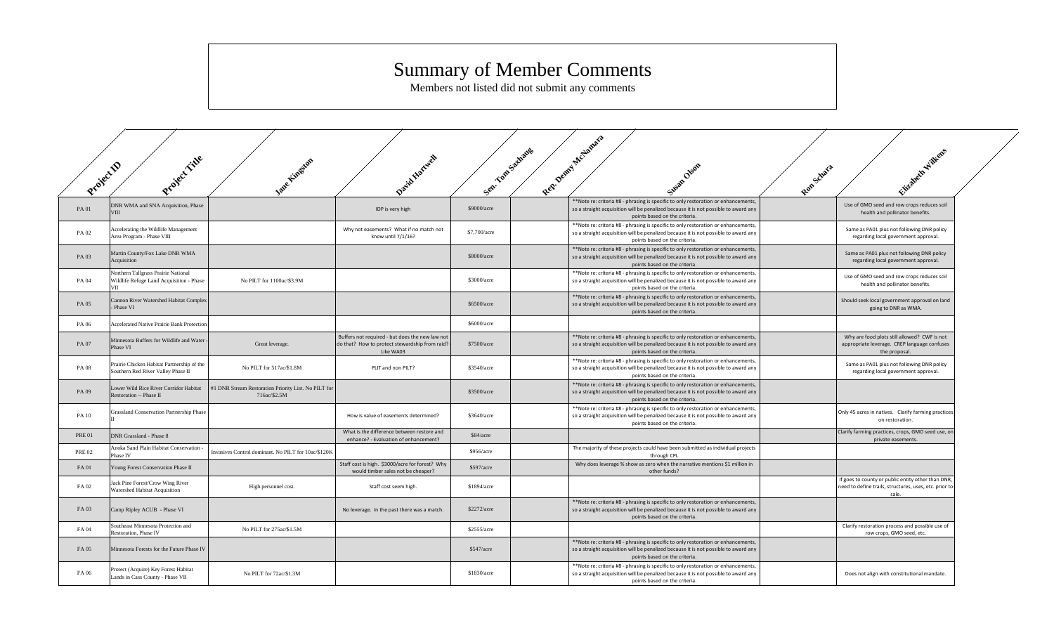# Summary of Member Comments

Members not listed did not submit any comments

| Project ID | Project Title | Jane Kingston | David Hartwell | Sen. Tom Saxhaug | Rep. Denny McNamara | Susan Olson | Ron Schara | Elizabeth Wilkens |
|---|---|---|---|---|---|---|---|---|
| PA 01 | DNR WMA and SNA Acquisition, Phase VIII | | IDP is very high | $9000/acre | | **Note re: criteria #8 - phrasing is specific to only restoration or enhancements, so a straight acquisition will be penalized because it is not possible to award any points based on the criteria. | | Use of GMO seed and row crops reduces soil health and pollinator benefits. |
| PA 02 | Accelerating the Wildlife Management Area Program - Phase VIII | | Why not easements? What if no match not know until 7/1/16? | $7,700/acre | | **Note re: criteria #8 - phrasing is specific to only restoration or enhancements, so a straight acquisition will be penalized because it is not possible to award any points based on the criteria. | | Same as PA01 plus not following DNR policy regarding local government approval. |
| PA 03 | Martin County/Fox Lake DNR WMA Acquisition | | | $8000/acre | | **Note re: criteria #8 - phrasing is specific to only restoration or enhancements, so a straight acquisition will be penalized because it is not possible to award any points based on the criteria. | | Same as PA01 plus not following DNR policy regarding local government approval. |
| PA 04 | Northern Tallgrass Prairie National Wildlife Refuge Land Acquisition - Phase VII | No PILT for 1100ac/$3.9M | | $3000/acre | | **Note re: criteria #8 - phrasing is specific to only restoration or enhancements, so a straight acquisition will be penalized because it is not possible to award any points based on the criteria. | | Use of GMO seed and row crops reduces soil health and pollinator benefits. |
| PA 05 | Cannon River Watershed Habitat Complex - Phase VI | | | $6500/acre | | **Note re: criteria #8 - phrasing is specific to only restoration or enhancements, so a straight acquisition will be penalized because it is not possible to award any points based on the criteria. | | Should seek local government approval on land going to DNR as WMA. |
| PA 06 | Accelerated Native Prairie Bank Protection | | | $6000/acre | | | | |
| PA 07 | Minnesota Buffers for Wildlife and Water - Phase VI | Great leverage. | Buffers not required - but does the new law not do that? How to protect stewardship from raid? Like WA03 | $7500/acre | | **Note re: criteria #8 - phrasing is specific to only restoration or enhancements, so a straight acquisition will be penalized because it is not possible to award any points based on the criteria. | | Why are food plots still allowed? CWF is not appropriate leverage. CREP language confuses the proposal. |
| PA 08 | Prairie Chicken Habitat Partnership of the Southern Red River Valley Phase II | No PILT for 517ac/$1.8M | PLIT and non PILT? | $3540/acre | | **Note re: criteria #8 - phrasing is specific to only restoration or enhancements, so a straight acquisition will be penalized because it is not possible to award any points based on the criteria. | | Same as PA01 plus not following DNR policy regarding local government approval. |
| PA 09 | Lower Wild Rice River Corridor Habitat Restoration -- Phase II | #1 DNR Stream Restoration Priority List. No PILT for 716ac/$2.5M | | $3500/acre | | **Note re: criteria #8 - phrasing is specific to only restoration or enhancements, so a straight acquisition will be penalized because it is not possible to award any points based on the criteria. | | |
| PA 10 | Grassland Conservation Partnership Phase II | | How is value of easements determined? | $3640/acre | | **Note re: criteria #8 - phrasing is specific to only restoration or enhancements, so a straight acquisition will be penalized because it is not possible to award any points based on the criteria. | | Only 45 acres in natives. Clarify farming practices on restoration. |
| PRE 01 | DNR Grassland - Phase 8 | | What is the difference between restore and enhance? - Evaluation of enhancement? | $84/acre | | | | Clarify farming practices, crops, GMO seed use, on private easements. |
| PRE 02 | Anoka Sand Plain Habitat Conservation - Phase IV | Invasives Control dominant. No PILT for 10ac/$120K | | $956/acre | | The majority of these projects could have been submitted as individual projects through CPL | | |
| FA 01 | Young Forest Conservation Phase II | | Staff cost is high. $3000/acre for forest? Why would timber sales not be cheaper? | $597/acre | | Why does leverage % show as zero when the narrative mentions $1 million in other funds? | | |
| FA 02 | Jack Pine Forest/Crow Wing River Watershed Habitat Acquisition | High personnel cost. | Staff cost seem high. | $1894/acre | | | | If goes to county or public entity other than DNR, need to define trails, structures, uses, etc. prior to sale. |
| FA 03 | Camp Ripley ACUB - Phase VI | | No leverage. In the past there was a match. | $2272/acre | | **Note re: criteria #8 - phrasing is specific to only restoration or enhancements, so a straight acquisition will be penalized because it is not possible to award any points based on the criteria. | | |
| FA 04 | Southeast Minnesota Protection and Restoration, Phase IV | No PILT for 275ac/$1.5M | | $2555/acre | | | | Clarify restoration process and possible use of row crops, GMO seed, etc. |
| FA 05 | Minnesota Forests for the Future Phase IV | | | $547/acre | | **Note re: criteria #8 - phrasing is specific to only restoration or enhancements, so a straight acquisition will be penalized because it is not possible to award any points based on the criteria. | | |
| FA 06 | Protect (Acquire) Key Forest Habitat Lands in Cass County - Phase VII | No PILT for 72ac/$1.3M | | $1830/acre | | **Note re: criteria #8 - phrasing is specific to only restoration or enhancements, so a straight acquisition will be penalized because it is not possible to award any points based on the criteria. | | Does not align with constitutional mandate. |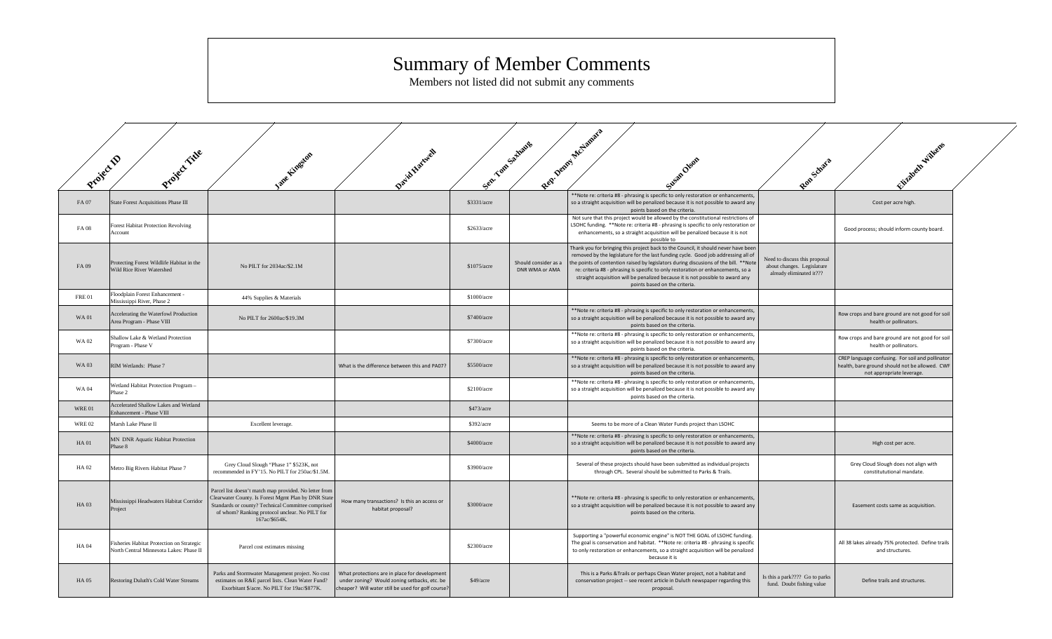# Summary of Member Comments

Members not listed did not submit any comments

| Project ID | Project Title | Jane Kingston | David Hartwell | Sen. Tom Saxhaug | Rep. Denny McNamara | Susan Olson | Ron Schara | Elizabeth Wilkens |
|---|---|---|---|---|---|---|---|---|
| FA 07 | State Forest Acquisitions Phase III | | | $3331/acre | | **Note re: criteria #8 - phrasing is specific to only restoration or enhancements, so a straight acquisition will be penalized because it is not possible to award any points based on the criteria. | | Cost per acre high. |
| FA 08 | Forest Habitat Protection Revolving Account | | | $2633/acre | | Not sure that this project would be allowed by the constitutional restrictions of LSOHC funding. **Note re: criteria #8 - phrasing is specific to only restoration or enhancements, so a straight acquisition will be penalized because it is not possible to | | Good process; should inform county board. |
| FA 09 | Protecting Forest Wildlife Habitat in the Wild Rice River Watershed | No PILT for 2034ac/$2.1M | | $1075/acre | Should consider as a DNR WMA or AMA | Thank you for bringing this project back to the Council, it should never have been removed by the legislature for the last funding cycle. Good job addressing all of the points of contention raised by legislators during discusions of the bill. **Note re: criteria #8 - phrasing is specific to only restoration or enhancements, so a straight acquisition will be penalized because it is not possible to award any points based on the criteria. | Need to discuss this proposal about changes. Legislature already eliminated it??? | |
| FRE 01 | Floodplain Forest Enhancement - Mississippi River, Phase 2 | 44% Supplies & Materials | | $1000/acre | | | | |
| WA 01 | Accelerating the Waterfowl Production Area Program - Phase VIII | No PILT for 2600ac/$19.3M | | $7400/acre | | **Note re: criteria #8 - phrasing is specific to only restoration or enhancements, so a straight acquisition will be penalized because it is not possible to award any points based on the criteria. | | Row crops and bare ground are not good for soil health or pollinators. |
| WA 02 | Shallow Lake & Wetland Protection Program - Phase V | | | $7300/acre | | **Note re: criteria #8 - phrasing is specific to only restoration or enhancements, so a straight acquisition will be penalized because it is not possible to award any points based on the criteria. | | Row crops and bare ground are not good for soil health or pollinators. |
| WA 03 | RIM Wetlands: Phase 7 | | What is the difference between this and PA07? | $5500/acre | | **Note re: criteria #8 - phrasing is specific to only restoration or enhancements, so a straight acquisition will be penalized because it is not possible to award any points based on the criteria. | | CREP language confusing. For soil and pollinator health, bare ground should not be allowed. CWF not appropriate leverage. |
| WA 04 | Wetland Habitat Protection Program – Phase 2 | | | $2100/acre | | **Note re: criteria #8 - phrasing is specific to only restoration or enhancements, so a straight acquisition will be penalized because it is not possible to award any points based on the criteria. | | |
| WRE 01 | Accelerated Shallow Lakes and Wetland Enhancement - Phase VIII | | | $473/acre | | | | |
| WRE 02 | Marsh Lake Phase II | Excellent leverage. | | $392/acre | | Seems to be more of a Clean Water Funds project than LSOHC | | |
| HA 01 | MN DNR Aquatic Habitat Protection Phase 8 | | | $4000/acre | | **Note re: criteria #8 - phrasing is specific to only restoration or enhancements, so a straight acquisition will be penalized because it is not possible to award any points based on the criteria. | | High cost per acre. |
| HA 02 | Metro Big Rivers Habitat Phase 7 | Grey Cloud Slough "Phase 1" $523K, not recommended in FY'15. No PILT for 250ac/$1.5M. | | $3900/acre | | Several of these projects should have been submitted as individual projects through CPL. Several should be submitted to Parks & Trails. | | Grey Cloud Slough does not align with constitutional mandate. |
| HA 03 | Mississippi Headwaters Habitat Corridor Project | Parcel list doesn't match map provided. No letter from Clearwater County. Is Forest Mgmt Plan by DNR State Standards or county? Technical Committee comprised of whom? Ranking protocol unclear. No PILT for 167ac/$654K. | How many transactions? Is this an access or habitat proposal? | $3000/acre | | **Note re: criteria #8 - phrasing is specific to only restoration or enhancements, so a straight acquisition will be penalized because it is not possible to award any points based on the criteria. | | Easement costs same as acquisition. |
| HA 04 | Fisheries Habitat Protection on Strategic North Central Minnesota Lakes: Phase II | Parcel cost estimates missing | | $2300/acre | | Supporting a "powerful economic engine" is NOT THE GOAL of LSOHC funding. The goal is conservation and habitat. **Note re: criteria #8 - phrasing is specific to only restoration or enhancements, so a straight acquisition will be penalized because it is | | All 38 lakes already 75% protected. Define trails and structures. |
| HA 05 | Restoring Duluth's Cold Water Streams | Parks and Stormwater Management project. No cost estimates on R&E parcel lists. Clean Water Fund? Exorbitant $/acre. No PILT for 19ac/$877K. | What protections are in place for development under zoning? Would zoning setbacks, etc. be cheaper? Will water still be used for golf course? | $49/acre | | This is a Parks &Trails or perhaps Clean Water project, not a habitat and conservation project -- see recent article in Duluth newspaper regarding this proposal. | Is this a park???? Go to parks fund. Doubt fishing value | Define trails and structures. |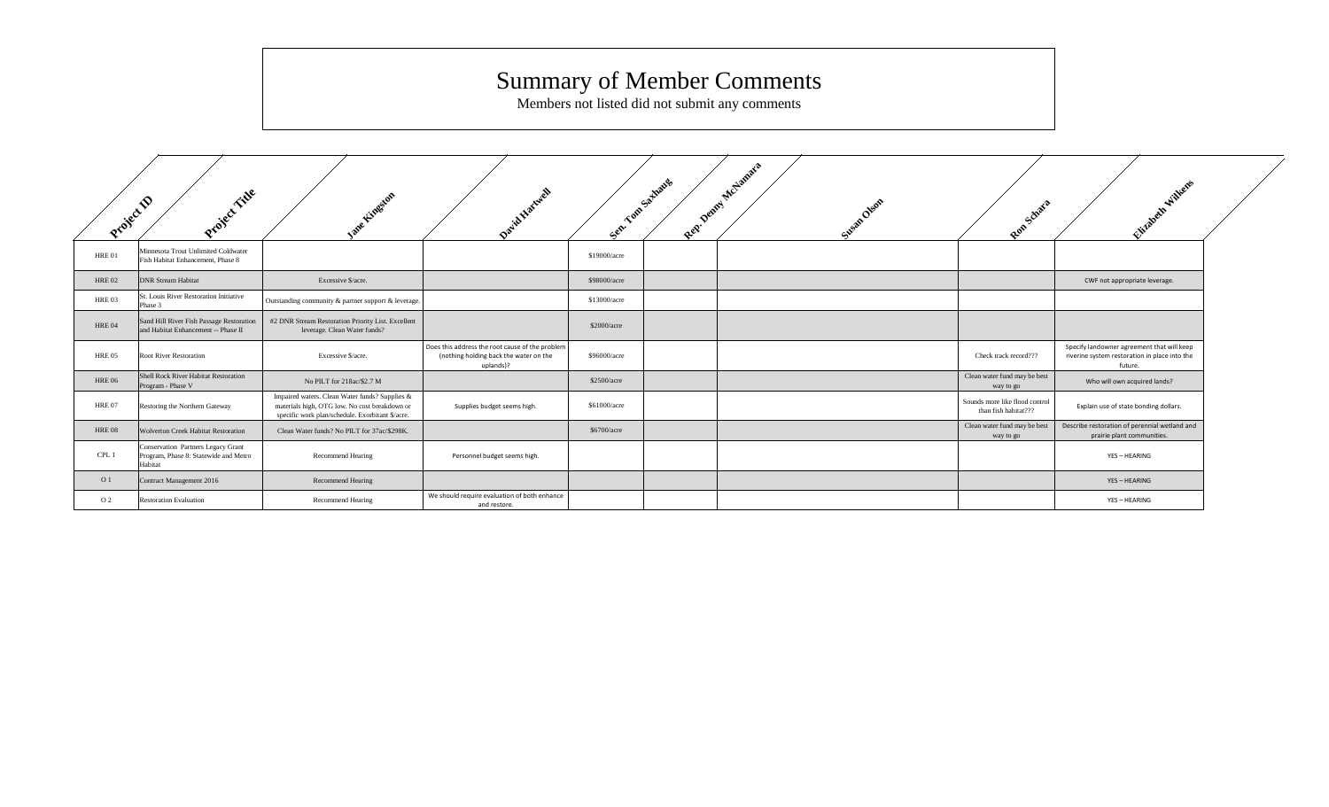# Summary of Member Comments

Members not listed did not submit any comments

| Project ID | Project Title | Jane Kingston | David Hartwell | Sen. Tom Saxhaug | Rep. Denny McNamara | Susan Olson | Ron Schara | Elizabeth Wilkens |
|---|---|---|---|---|---|---|---|---|
| HRE 01 | Minnesota Trout Unlimited Coldwater Fish Habitat Enhancement, Phase 8 | | | $19000/acre | | | | |
| HRE 02 | DNR Stream Habitat | Excessive $/acre. | | $98000/acre | | | | CWF not appropriate leverage. |
| HRE 03 | St. Louis River Restoration Initiative Phase 3 | Outstanding community & partner support & leverage. | | $13000/acre | | | | |
| HRE 04 | Sand Hill River Fish Passage Restoration and Habitat Enhancement -- Phase II | #2 DNR Stream Restoration Priority List. Excellent leverage. Clean Water funds? | | $2000/acre | | | | |
| HRE 05 | Root River Restoration | Excessive $/acre. | Does this address the root cause of the problem (nothing holding back the water on the uplands)? | $96000/acre | | | Check track record??? | Specify landowner agreement that will keep riverine system restoration in place into the future. |
| HRE 06 | Shell Rock River Habitat Restoration Program - Phase V | No PILT for 218ac/$2.7 M | | $2500/acre | | | Clean water fund may be best way to go | Who will own acquired lands? |
| HRE 07 | Restoring the Northern Gateway | Impaired waters. Clean Water funds? Supplies & materials high, OTG low. No cost breakdown or specific work plan/schedule. Exorbitant $/acre. | Supplies budget seems high. | $61000/acre | | | Sounds more like flood control than fish habitat??? | Explain use of state bonding dollars. |
| HRE 08 | Wolverton Creek Habitat Restoration | Clean Water funds? No PILT for 37ac/$298K. | | $6700/acre | | | Clean water fund may be best way to go | Describe restoration of perennial wetland and prairie plant communities. |
| CPL 1 | Conservation Partners Legacy Grant Program, Phase 8: Statewide and Metro Habitat | Recommend Hearing | Personnel budget seems high. | | | | | YES – HEARING |
| O 1 | Contract Management 2016 | Recommend Hearing | | | | | | YES – HEARING |
| O 2 | Restoration Evaluation | Recommend Hearing | We should require evaluation of both enhance and restore. | | | | | YES – HEARING |